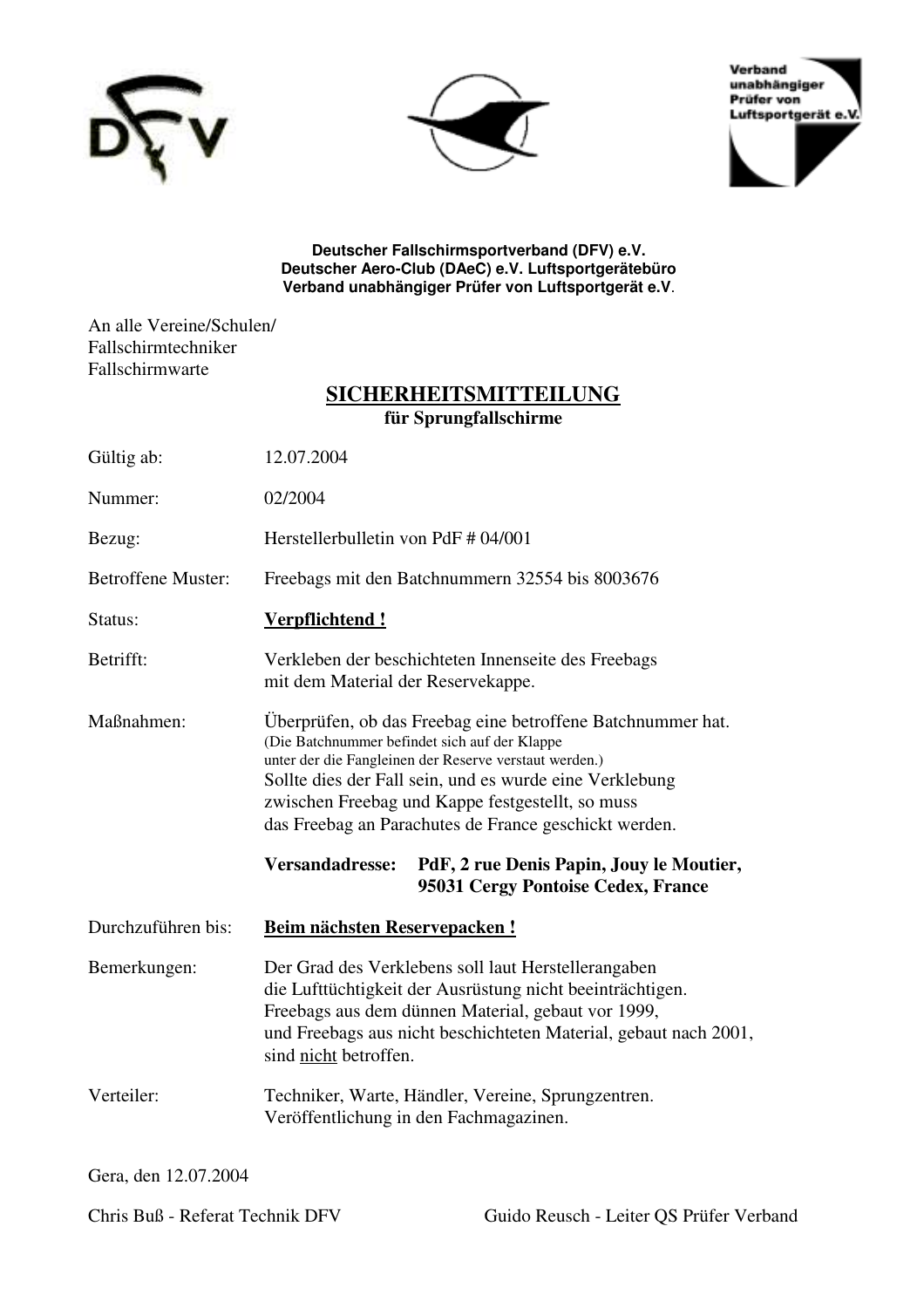Verband unabhängiger Prüfer von Luftsportgerät e.V.

**Deutscher Fallschirmsportverband (DFV) e.V.**
**Deutscher Aero-Club (DAeC) e.V. Luftsportgerätebüro**
**Verband unabhängiger Prüfer von Luftsportgerät e.V.**

An alle Vereine/Schulen/
Fallschirmtechniker
Fallschirmwarte

# SICHERHEITSMITTEILUNG

**für Sprungfallschirme**

Gültig ab: 12.07.2004

Nummer: 02/2004

Bezug: Herstellerbulletin von PdF # 04/001

Betroffene Muster: Freebags mit den Batchnummern 32554 bis 8003676

Status: **Verpflichtend !**

Betrifft: Verkleben der beschichteten Innenseite des Freebags mit dem Material der Reservekappe.

Maßnahmen: Überprüfen, ob das Freebag eine betroffene Batchnummer hat.
(Die Batchnummer befindet sich auf der Klappe unter der die Fangleinen der Reserve verstaut werden.)
Sollte dies der Fall sein, und es wurde eine Verklebung zwischen Freebag und Kappe festgestellt, so muss das Freebag an Parachutes de France geschickt werden.

**Versandadresse: PdF, 2 rue Denis Papin, Jouy le Moutier, 95031 Cergy Pontoise Cedex, France**

Durchzuführen bis: **Beim nächsten Reservepacken !**

Bemerkungen: Der Grad des Verklebens soll laut Herstellerangaben die Lufttüchtigkeit der Ausrüstung nicht beeinträchtigen.
Freebags aus dem dünnen Material, gebaut vor 1999, und Freebags aus nicht beschichteten Material, gebaut nach 2001, sind nicht betroffen.

Verteiler: Techniker, Warte, Händler, Vereine, Sprungzentren.
Veröffentlichung in den Fachmagazinen.

Gera, den 12.07.2004

Chris Buß - Referat Technik DFV

Guido Reusch - Leiter QS Prüfer Verband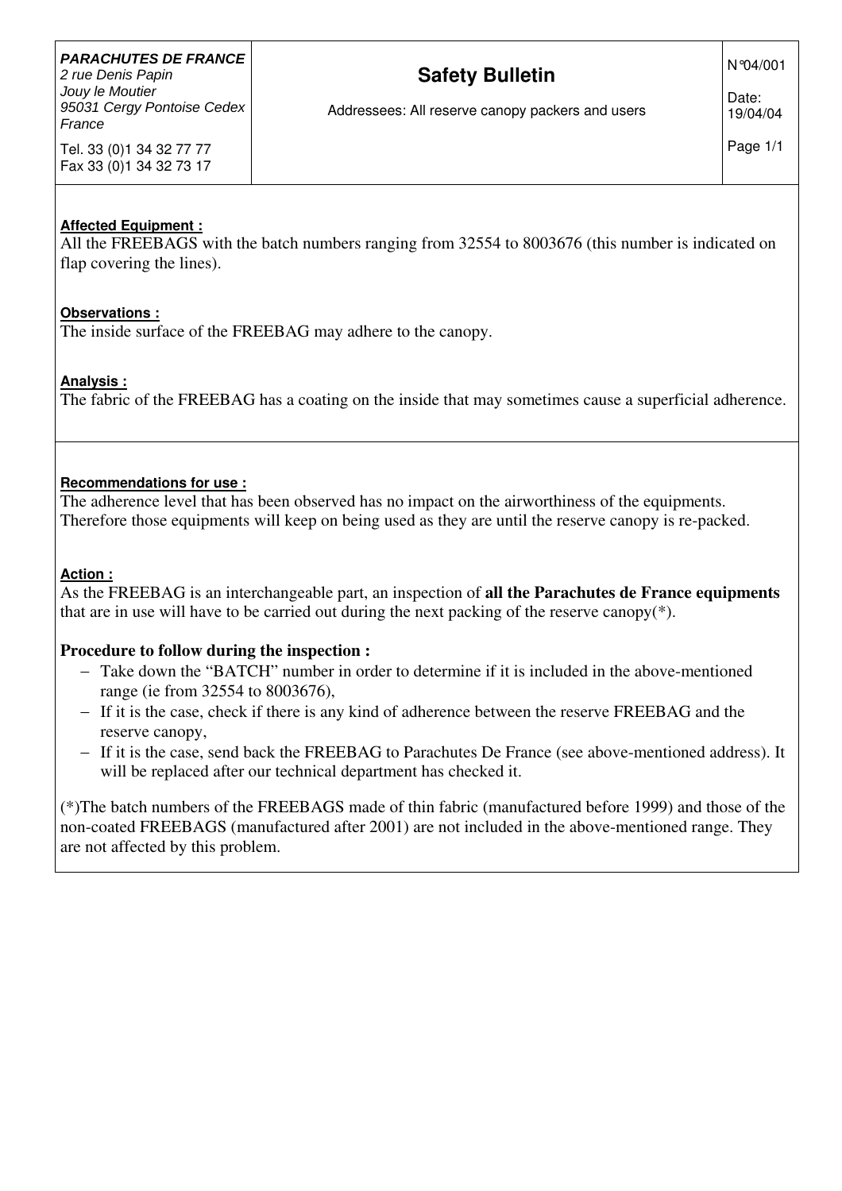| | | |
|---|---|---|
| ***PARACHUTES DE FRANCE***<br>*2 rue Denis Papin*<br>*Jouy le Moutier*<br>*95031 Cergy Pontoise Cedex*<br>*France*<br>Tel. 33 (0)1 34 32 77 77<br>Fax 33 (0)1 34 32 73 17 | **Safety Bulletin**<br>Addressees: All reserve canopy packers and users | N°04/001<br>Date: 19/04/04<br>Page 1/1 |

**Affected Equipment :**

All the FREEBAGS with the batch numbers ranging from 32554 to 8003676 (this number is indicated on flap covering the lines).

**Observations :**

The inside surface of the FREEBAG may adhere to the canopy.

**Analysis :**

The fabric of the FREEBAG has a coating on the inside that may sometimes cause a superficial adherence.

**Recommendations for use :**

The adherence level that has been observed has no impact on the airworthiness of the equipments. Therefore those equipments will keep on being used as they are until the reserve canopy is re-packed.

**Action :**

As the FREEBAG is an interchangeable part, an inspection of **all the Parachutes de France equipments** that are in use will have to be carried out during the next packing of the reserve canopy(*).

**Procedure to follow during the inspection :**

- Take down the "BATCH" number in order to determine if it is included in the above-mentioned range (ie from 32554 to 8003676),
- If it is the case, check if there is any kind of adherence between the reserve FREEBAG and the reserve canopy,
- If it is the case, send back the FREEBAG to Parachutes De France (see above-mentioned address). It will be replaced after our technical department has checked it.

(*)The batch numbers of the FREEBAGS made of thin fabric (manufactured before 1999) and those of the non-coated FREEBAGS (manufactured after 2001) are not included in the above-mentioned range. They are not affected by this problem.